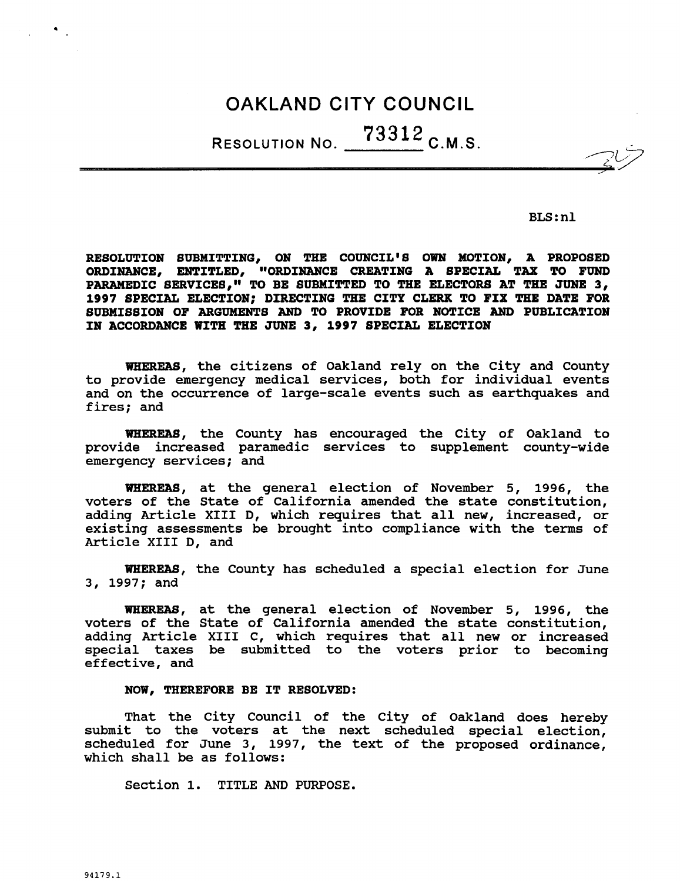# OAKLAND CITY COUNCIL

## RESOLUTION NO. 73312 C.M.S.

BLS:nl

**RESOLUTION SUBMITTING, ON THE COUNCIL'S OWN MOTION, A PROPOSED ORDINANCE, ENTITLED, "ORDINANCE CREATING A SPECIAL TAX TO FUND PARAMEDIC SERVICES," TO BE SUBMITTED TO THE ELECTORS AT THE JUNE 3, 1997 SPECIAL ELECTION; DIRECTING THE CITY CLERK TO FIX THE DATE FOR SUBMISSION OF ARGUMENTS AND TO PROVIDE FOR NOTICE AND PUBLICATION IN ACCORDANCE WITH THE JUNE 3, 1997 SPECIAL ELECTION**

**WHEREAS**, the citizens of Oakland rely on the City and County to provide emergency medical services, both for individual events and on the occurrence of large-scale events such as earthquakes and fires; and

**WHEREAS**, the County has encouraged the City of Oakland to provide increased paramedic services to supplement county-wide emergency services; and

**WHEREAS**, at the general election of November 5, 1996, the voters of the State of California amended the state constitution, adding Article XIII D, which requires that all new, increased, or existing assessments be brought into compliance with the terms of Article XIII D, and

**WHEREAS**, the County has scheduled a special election for June 3, 1997; and

**WHEREAS**, at the general election of November 5, 1996, the voters of the State of California amended the state constitution, adding Article XIII C, which requires that all new or increased special taxes be submitted to the voters prior to becoming effective, and

**NOW, THEREFORE BE IT RESOLVED:**

That the City Council of the City of Oakland does hereby submit to the voters at the next scheduled special election, scheduled for June 3, 1997, the text of the proposed ordinance, which shall be as follows:

Section 1. TITLE AND PURPOSE.

94179.1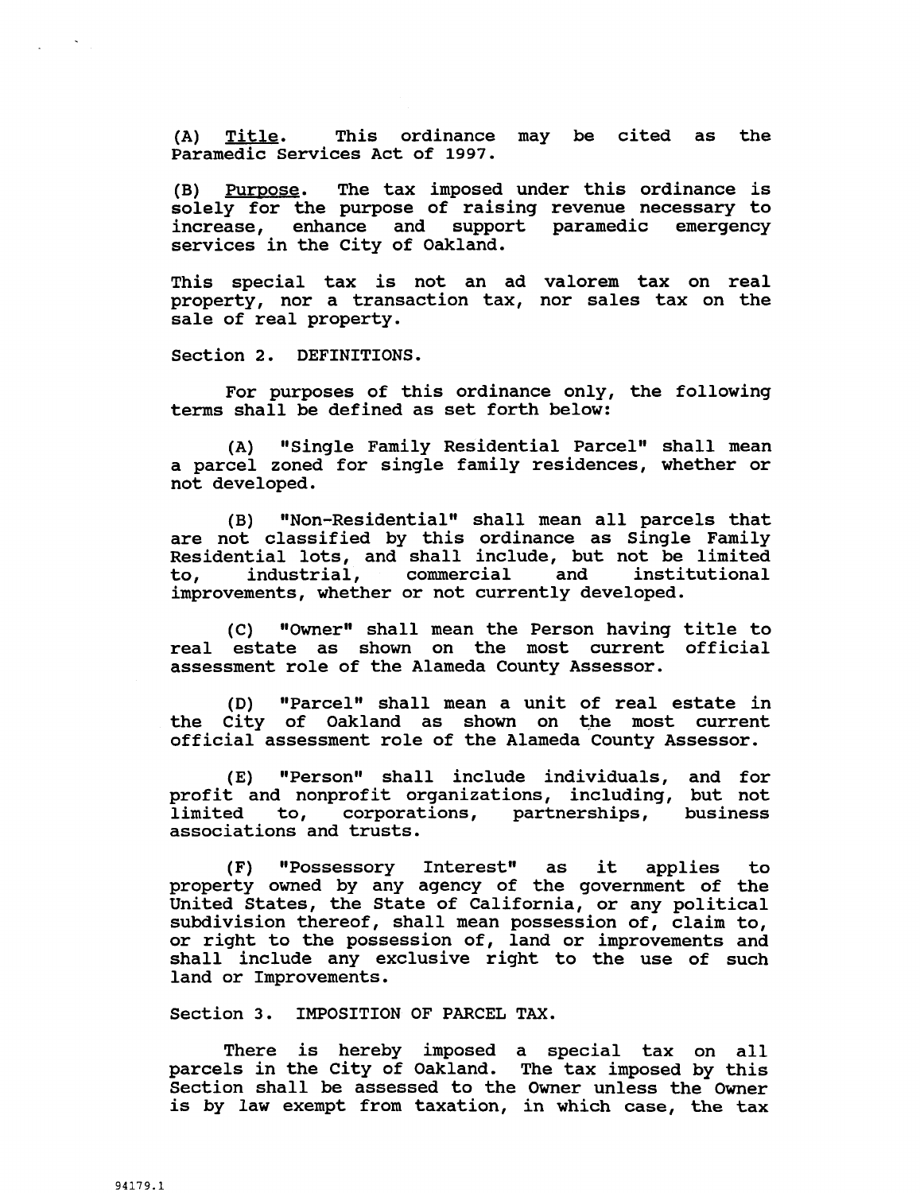(A) Title. This ordinance may be cited as the Paramedic Services Act of 1997.

(B) Purpose. The tax imposed under this ordinance is solely for the purpose of raising revenue necessary to increase, enhance and support paramedic emergency services in the City of Oakland.

This special tax is not an ad valorem tax on real property, nor a transaction tax, nor sales tax on the sale of real property.

Section 2. DEFINITIONS.

For purposes of this ordinance only, the following terms shall be defined as set forth below:

(A) "Single Family Residential Parcel" shall mean a parcel zoned for single family residences, whether or not developed.

(B) "Non-Residential" shall mean all parcels that are not classified by this ordinance as Single Family Residential lots, and shall include, but not be limited to, industrial, commercial and institutional improvements, whether or not currently developed.

(C) "Owner" shall mean the Person having title to real estate as shown on the most current official assessment role of the Alameda County Assessor.

(D) "Parcel" shall mean a unit of real estate in the City of Oakland as shown on the most current official assessment role of the Alameda County Assessor.

(E) "Person" shall include individuals, and for profit and nonprofit organizations, including, but not limited to, corporations, partnerships, business associations and trusts.

(F) "Possessory Interest" as it applies to property owned by any agency of the government of the United States, the State of California, or any political subdivision thereof, shall mean possession of, claim to, or right to the possession of, land or improvements and shall include any exclusive right to the use of such land or Improvements.

Section 3. IMPOSITION OF PARCEL TAX.

There is hereby imposed a special tax on all parcels in the City of Oakland. The tax imposed by this Section shall be assessed to the Owner unless the Owner is by law exempt from taxation, in which case, the tax

94179.1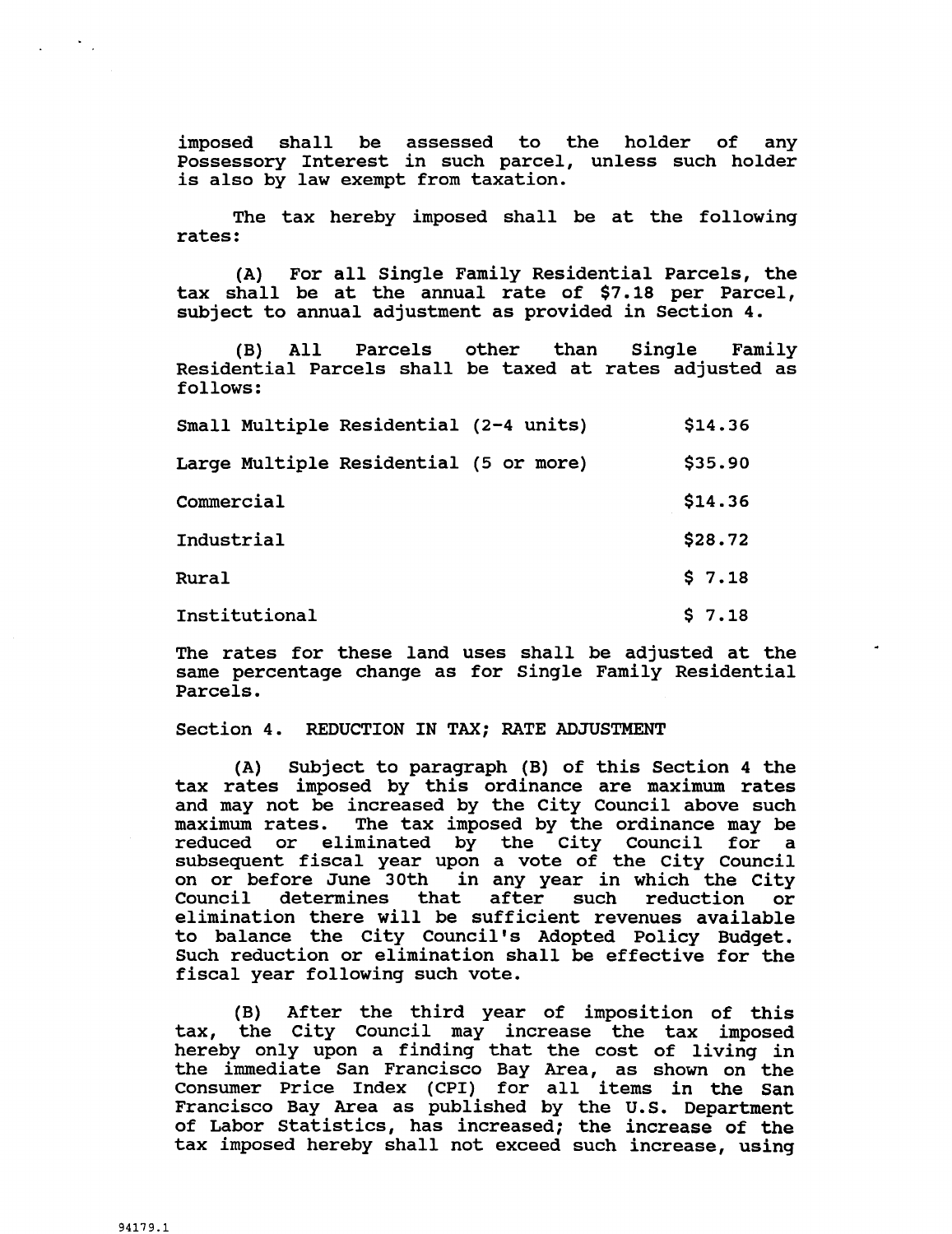imposed shall be assessed to the holder of any Possessory Interest in such parcel, unless such holder is also by law exempt from taxation.

The tax hereby imposed shall be at the following rates:

(A) For all Single Family Residential Parcels, the tax shall be at the annual rate of $7.18 per Parcel, subject to annual adjustment as provided in Section 4.

(B) All Parcels other than Single Family Residential Parcels shall be taxed at rates adjusted as follows:

| | |
|---|---|
| Small Multiple Residential (2-4 units) | $14.36 |
| Large Multiple Residential (5 or more) | $35.90 |
| Commercial | $14.36 |
| Industrial | $28.72 |
| Rural | $ 7.18 |
| Institutional | $ 7.18 |

The rates for these land uses shall be adjusted at the same percentage change as for Single Family Residential Parcels.

Section 4. REDUCTION IN TAX; RATE ADJUSTMENT

(A) Subject to paragraph (B) of this Section 4 the tax rates imposed by this ordinance are maximum rates and may not be increased by the City Council above such maximum rates. The tax imposed by the ordinance may be reduced or eliminated by the City Council for a subsequent fiscal year upon a vote of the City Council on or before June 30th in any year in which the City Council determines that after such reduction or elimination there will be sufficient revenues available to balance the City Council's Adopted Policy Budget. Such reduction or elimination shall be effective for the fiscal year following such vote.

(B) After the third year of imposition of this tax, the City Council may increase the tax imposed hereby only upon a finding that the cost of living in the immediate San Francisco Bay Area, as shown on the Consumer Price Index (CPI) for all items in the San Francisco Bay Area as published by the U.S. Department of Labor Statistics, has increased; the increase of the tax imposed hereby shall not exceed such increase, using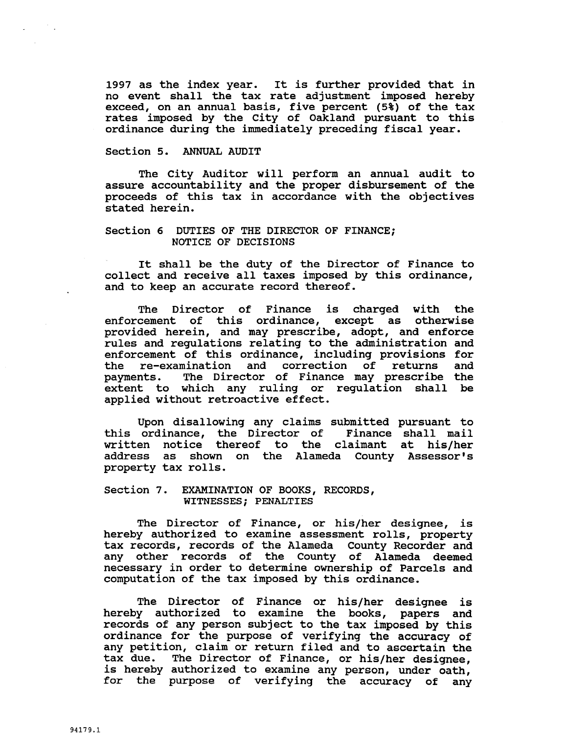1997 as the index year. It is further provided that in no event shall the tax rate adjustment imposed hereby exceed, on an annual basis, five percent (5%) of the tax rates imposed by the City of Oakland pursuant to this ordinance during the immediately preceding fiscal year.

Section 5. ANNUAL AUDIT

The City Auditor will perform an annual audit to assure accountability and the proper disbursement of the proceeds of this tax in accordance with the objectives stated herein.

Section 6 DUTIES OF THE DIRECTOR OF FINANCE; NOTICE OF DECISIONS

It shall be the duty of the Director of Finance to collect and receive all taxes imposed by this ordinance, and to keep an accurate record thereof.

The Director of Finance is charged with the enforcement of this ordinance, except as otherwise provided herein, and may prescribe, adopt, and enforce rules and regulations relating to the administration and enforcement of this ordinance, including provisions for the re-examination and correction of returns and payments. The Director of Finance may prescribe the extent to which any ruling or regulation shall be applied without retroactive effect.

Upon disallowing any claims submitted pursuant to this ordinance, the Director of Finance shall mail written notice thereof to the claimant at his/her address as shown on the Alameda County Assessor's property tax rolls.

Section 7. EXAMINATION OF BOOKS, RECORDS, WITNESSES; PENALTIES

The Director of Finance, or his/her designee, is hereby authorized to examine assessment rolls, property tax records, records of the Alameda County Recorder and any other records of the County of Alameda deemed necessary in order to determine ownership of Parcels and computation of the tax imposed by this ordinance.

The Director of Finance or his/her designee is hereby authorized to examine the books, papers and records of any person subject to the tax imposed by this ordinance for the purpose of verifying the accuracy of any petition, claim or return filed and to ascertain the tax due. The Director of Finance, or his/her designee, is hereby authorized to examine any person, under oath, for the purpose of verifying the accuracy of any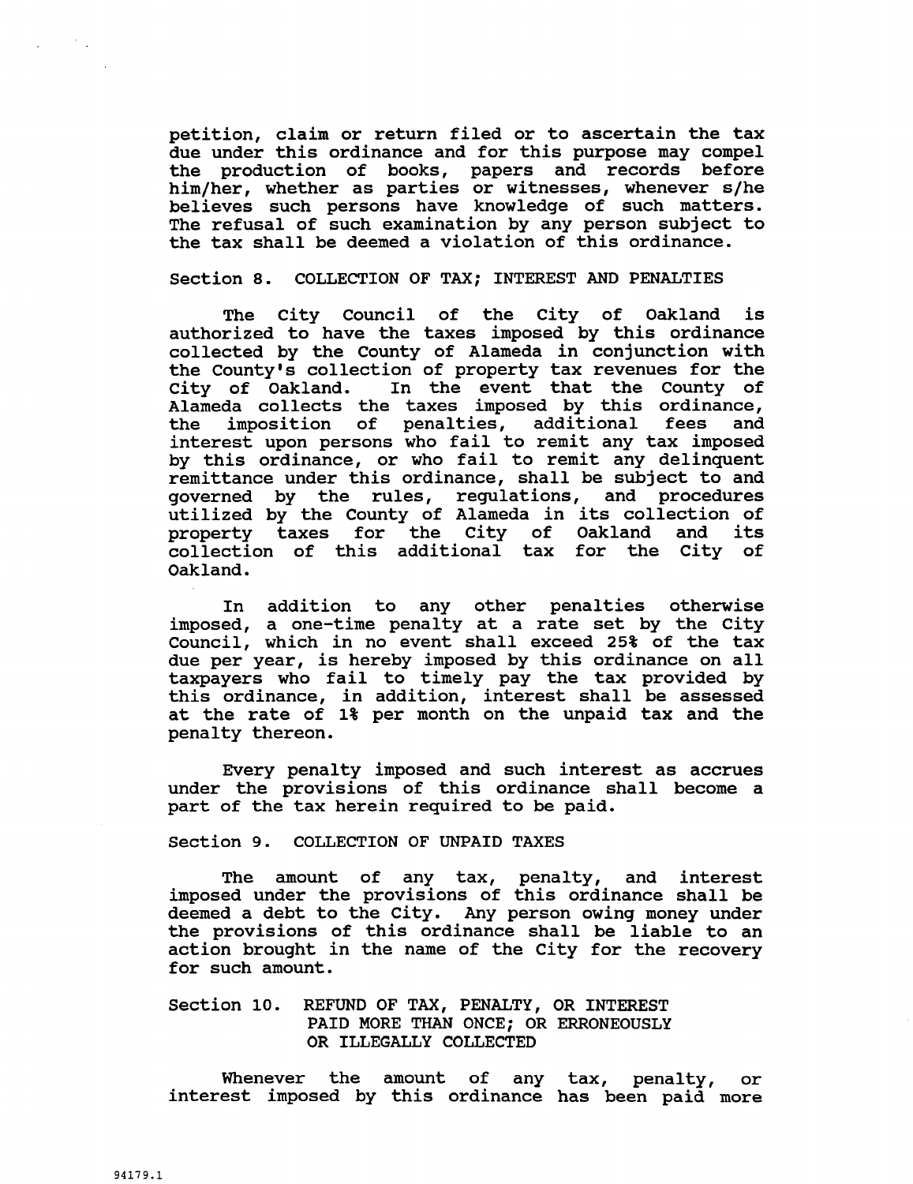petition, claim or return filed or to ascertain the tax due under this ordinance and for this purpose may compel the production of books, papers and records before him/her, whether as parties or witnesses, whenever s/he believes such persons have knowledge of such matters. The refusal of such examination by any person subject to the tax shall be deemed a violation of this ordinance.

Section 8. COLLECTION OF TAX; INTEREST AND PENALTIES

The City Council of the City of Oakland is authorized to have the taxes imposed by this ordinance collected by the County of Alameda in conjunction with the County's collection of property tax revenues for the City of Oakland. In the event that the County of Alameda collects the taxes imposed by this ordinance, the imposition of penalties, additional fees and interest upon persons who fail to remit any tax imposed by this ordinance, or who fail to remit any delinquent remittance under this ordinance, shall be subject to and governed by the rules, regulations, and procedures utilized by the County of Alameda in its collection of property taxes for the City of Oakland and its collection of this additional tax for the City of Oakland.

In addition to any other penalties otherwise imposed, a one-time penalty at a rate set by the City Council, which in no event shall exceed 25% of the tax due per year, is hereby imposed by this ordinance on all taxpayers who fail to timely pay the tax provided by this ordinance, in addition, interest shall be assessed at the rate of 1% per month on the unpaid tax and the penalty thereon.

Every penalty imposed and such interest as accrues under the provisions of this ordinance shall become a part of the tax herein required to be paid.

Section 9. COLLECTION OF UNPAID TAXES

The amount of any tax, penalty, and interest imposed under the provisions of this ordinance shall be deemed a debt to the City. Any person owing money under the provisions of this ordinance shall be liable to an action brought in the name of the City for the recovery for such amount.

Section 10. REFUND OF TAX, PENALTY, OR INTEREST PAID MORE THAN ONCE; OR ERRONEOUSLY OR ILLEGALLY COLLECTED

Whenever the amount of any tax, penalty, or interest imposed by this ordinance has been paid more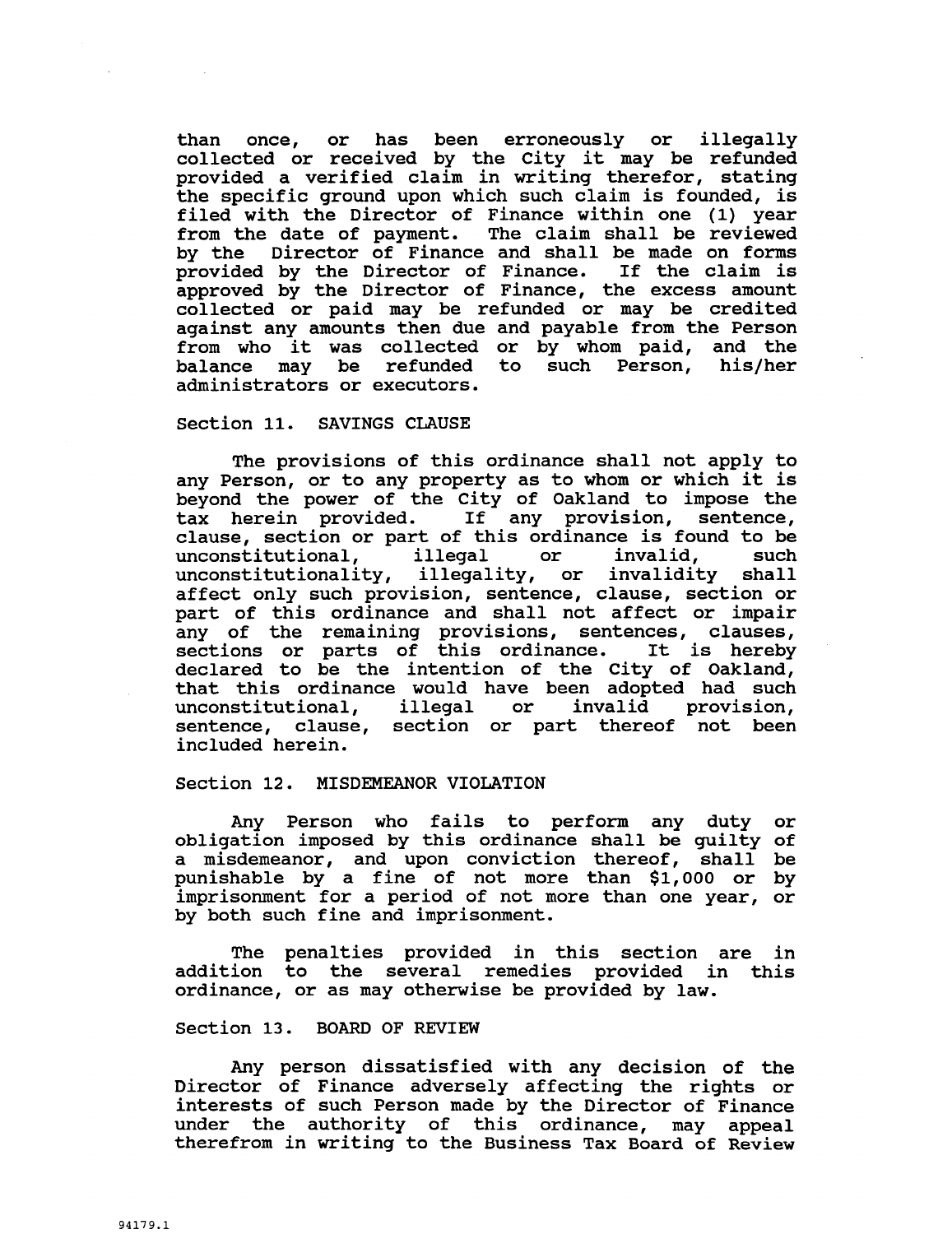than once, or has been erroneously or illegally collected or received by the City it may be refunded provided a verified claim in writing therefor, stating the specific ground upon which such claim is founded, is filed with the Director of Finance within one (1) year from the date of payment. The claim shall be reviewed by the Director of Finance and shall be made on forms provided by the Director of Finance. If the claim is approved by the Director of Finance, the excess amount collected or paid may be refunded or may be credited against any amounts then due and payable from the Person from who it was collected or by whom paid, and the balance may be refunded to such Person, his/her administrators or executors.

Section 11. SAVINGS CLAUSE

The provisions of this ordinance shall not apply to any Person, or to any property as to whom or which it is beyond the power of the City of Oakland to impose the tax herein provided. If any provision, sentence, clause, section or part of this ordinance is found to be unconstitutional, illegal or invalid, such unconstitutionality, illegality, or invalidity shall affect only such provision, sentence, clause, section or part of this ordinance and shall not affect or impair any of the remaining provisions, sentences, clauses, sections or parts of this ordinance. It is hereby declared to be the intention of the City of Oakland, that this ordinance would have been adopted had such unconstitutional, illegal or invalid provision, sentence, clause, section or part thereof not been included herein.

Section 12. MISDEMEANOR VIOLATION

Any Person who fails to perform any duty or obligation imposed by this ordinance shall be guilty of a misdemeanor, and upon conviction thereof, shall be punishable by a fine of not more than $1,000 or by imprisonment for a period of not more than one year, or by both such fine and imprisonment.

The penalties provided in this section are in addition to the several remedies provided in this ordinance, or as may otherwise be provided by law.

Section 13. BOARD OF REVIEW

Any person dissatisfied with any decision of the Director of Finance adversely affecting the rights or interests of such Person made by the Director of Finance under the authority of this ordinance, may appeal therefrom in writing to the Business Tax Board of Review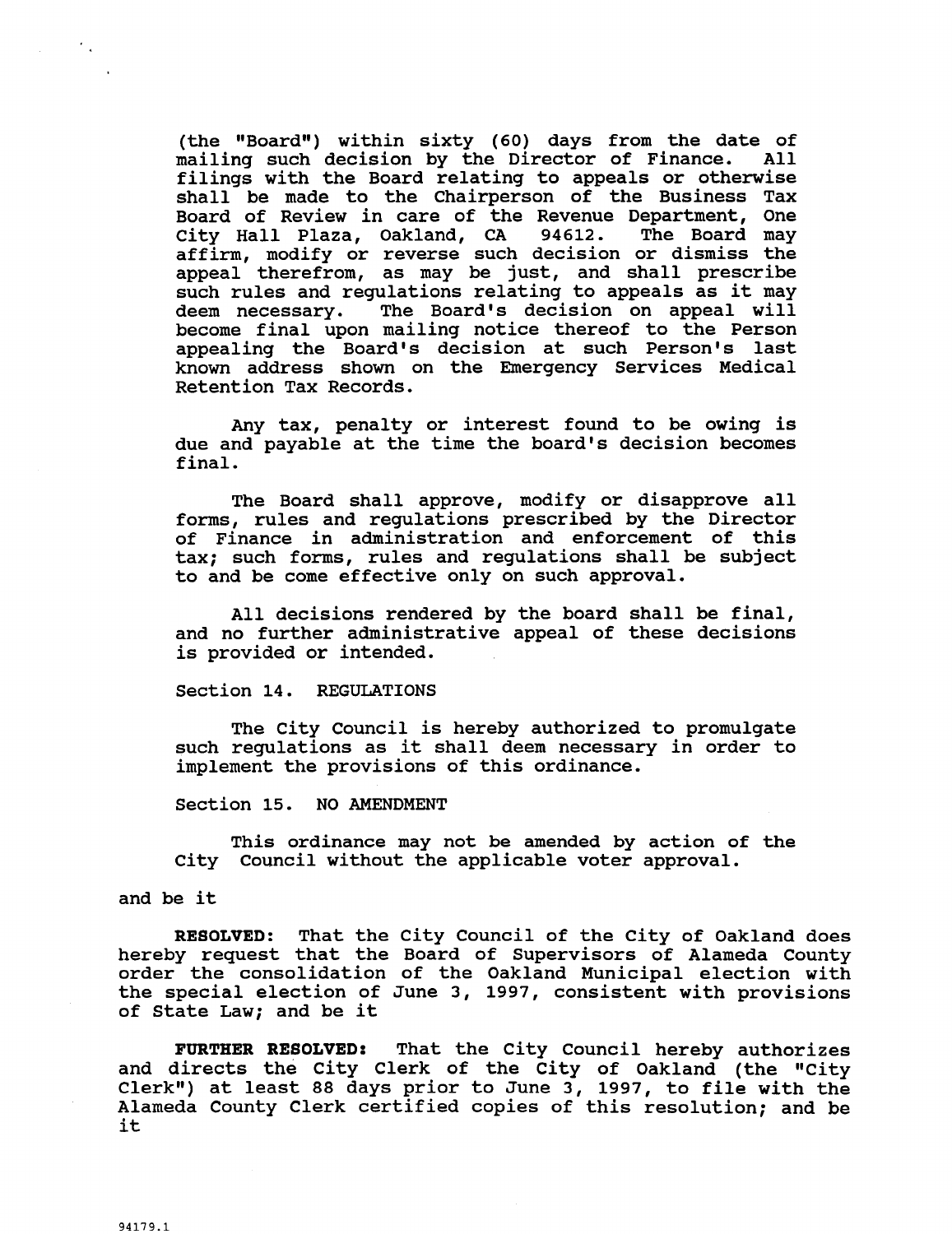(the "Board") within sixty (60) days from the date of mailing such decision by the Director of Finance. All filings with the Board relating to appeals or otherwise shall be made to the Chairperson of the Business Tax Board of Review in care of the Revenue Department, One City Hall Plaza, Oakland, CA 94612. The Board may affirm, modify or reverse such decision or dismiss the appeal therefrom, as may be just, and shall prescribe such rules and regulations relating to appeals as it may deem necessary. The Board's decision on appeal will become final upon mailing notice thereof to the Person appealing the Board's decision at such Person's last known address shown on the Emergency Services Medical Retention Tax Records.

Any tax, penalty or interest found to be owing is due and payable at the time the board's decision becomes final.

The Board shall approve, modify or disapprove all forms, rules and regulations prescribed by the Director of Finance in administration and enforcement of this tax; such forms, rules and regulations shall be subject to and be come effective only on such approval.

All decisions rendered by the board shall be final, and no further administrative appeal of these decisions is provided or intended.

Section 14. REGULATIONS

The City Council is hereby authorized to promulgate such regulations as it shall deem necessary in order to implement the provisions of this ordinance.

Section 15. NO AMENDMENT

This ordinance may not be amended by action of the City Council without the applicable voter approval.

and be it

**RESOLVED:** That the City Council of the City of Oakland does hereby request that the Board of Supervisors of Alameda County order the consolidation of the Oakland Municipal election with the special election of June 3, 1997, consistent with provisions of State Law; and be it

**FURTHER RESOLVED:** That the City Council hereby authorizes and directs the City Clerk of the City of Oakland (the "City Clerk") at least 88 days prior to June 3, 1997, to file with the Alameda County Clerk certified copies of this resolution; and be it

94179.1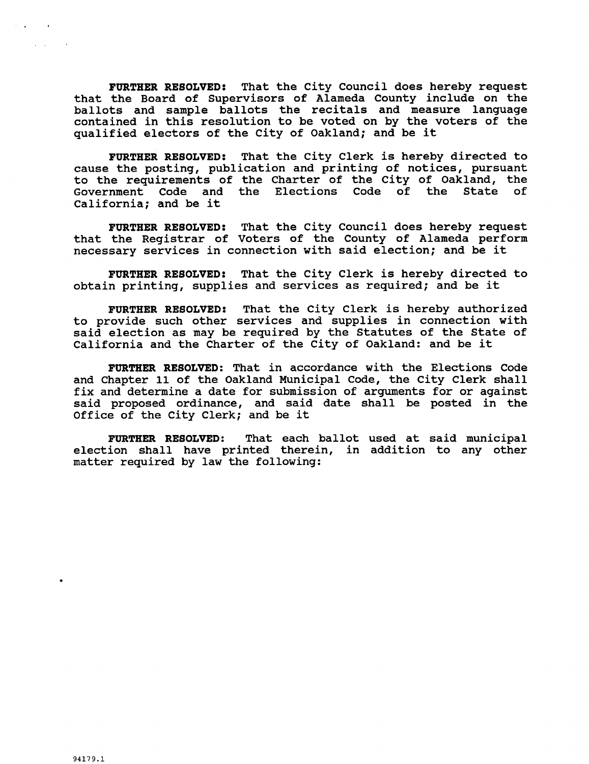**FURTHER RESOLVED:** That the City Council does hereby request that the Board of Supervisors of Alameda County include on the ballots and sample ballots the recitals and measure language contained in this resolution to be voted on by the voters of the qualified electors of the City of Oakland; and be it

**FURTHER RESOLVED:** That the City Clerk is hereby directed to cause the posting, publication and printing of notices, pursuant to the requirements of the Charter of the City of Oakland, the Government Code and the Elections Code of the State of California; and be it

**FURTHER RESOLVED:** That the City Council does hereby request that the Registrar of Voters of the County of Alameda perform necessary services in connection with said election; and be it

**FURTHER RESOLVED:** That the City Clerk is hereby directed to obtain printing, supplies and services as required; and be it

**FURTHER RESOLVED:** That the City Clerk is hereby authorized to provide such other services and supplies in connection with said election as may be required by the Statutes of the State of California and the Charter of the City of Oakland: and be it

**FURTHER RESOLVED:** That in accordance with the Elections Code and Chapter 11 of the Oakland Municipal Code, the City Clerk shall fix and determine a date for submission of arguments for or against said proposed ordinance, and said date shall be posted in the Office of the City Clerk; and be it

**FURTHER RESOLVED:** That each ballot used at said municipal election shall have printed therein, in addition to any other matter required by law the following:

94179.1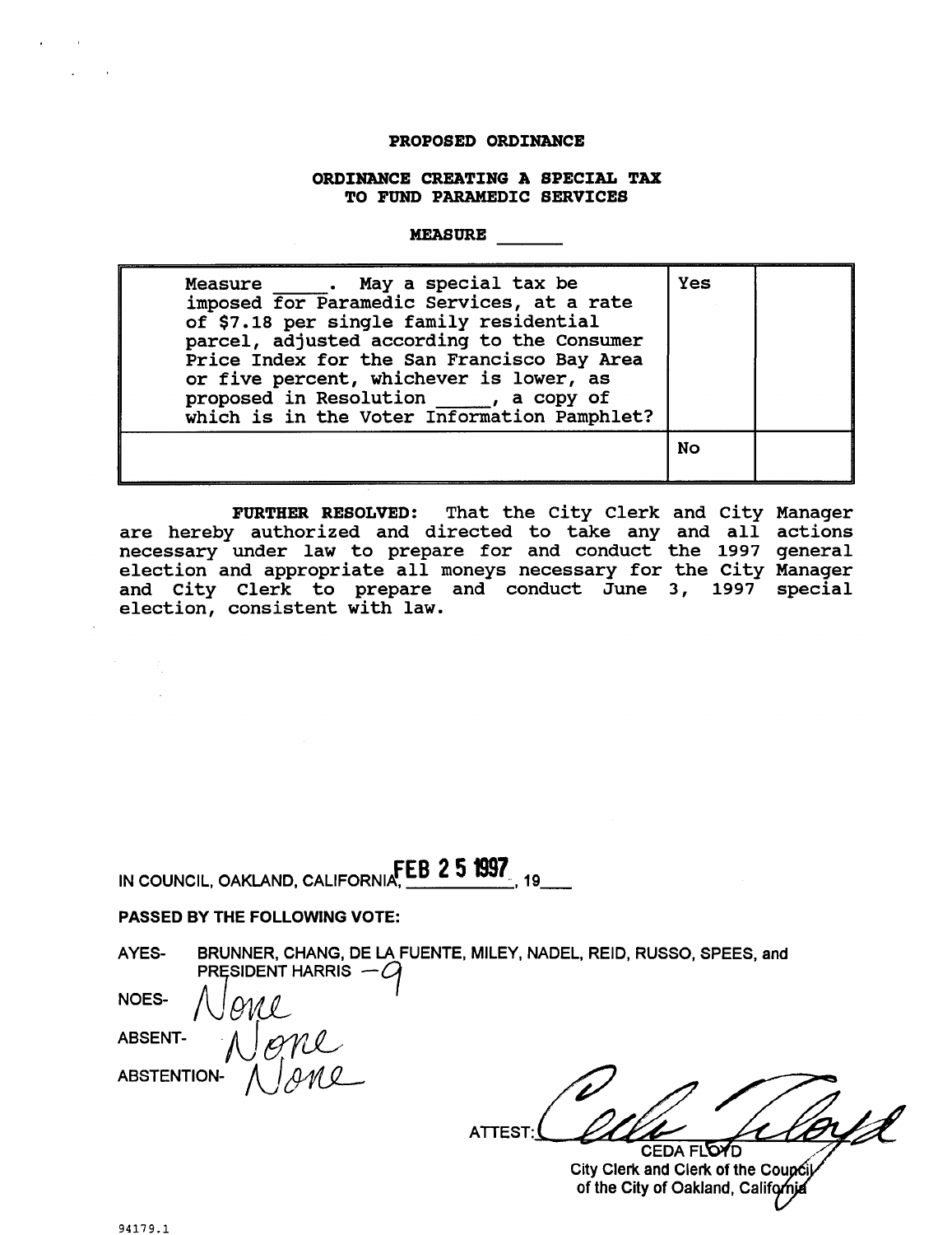**PROPOSED ORDINANCE**

**ORDINANCE CREATING A SPECIAL TAX TO FUND PARAMEDIC SERVICES**

**MEASURE \_\_\_\_\_\_**

| | | |
|---|---|---|
| Measure \_\_\_\_\_. May a special tax be imposed for Paramedic Services, at a rate of $7.18 per single family residential parcel, adjusted according to the Consumer Price Index for the San Francisco Bay Area or five percent, whichever is lower, as proposed in Resolution \_\_\_\_\_, a copy of which is in the Voter Information Pamphlet? | Yes | |
| | No | |

**FURTHER RESOLVED:** That the City Clerk and City Manager are hereby authorized and directed to take any and all actions necessary under law to prepare for and conduct the 1997 general election and appropriate all moneys necessary for the City Manager and City Clerk to prepare and conduct June 3, 1997 special election, consistent with law.

IN COUNCIL, OAKLAND, CALIFORNIA, FEB 25 1997, 19\_\_\_

**PASSED BY THE FOLLOWING VOTE:**

AYES- BRUNNER, CHANG, DE LA FUENTE, MILEY, NADEL, REID, RUSSO, SPEES, and PRESIDENT HARRIS —9

NOES- None

ABSENT- None

ABSTENTION- None

ATTEST: Ceda Floyd
CEDA FLOYD
City Clerk and Clerk of the Council
of the City of Oakland, California

94179.1